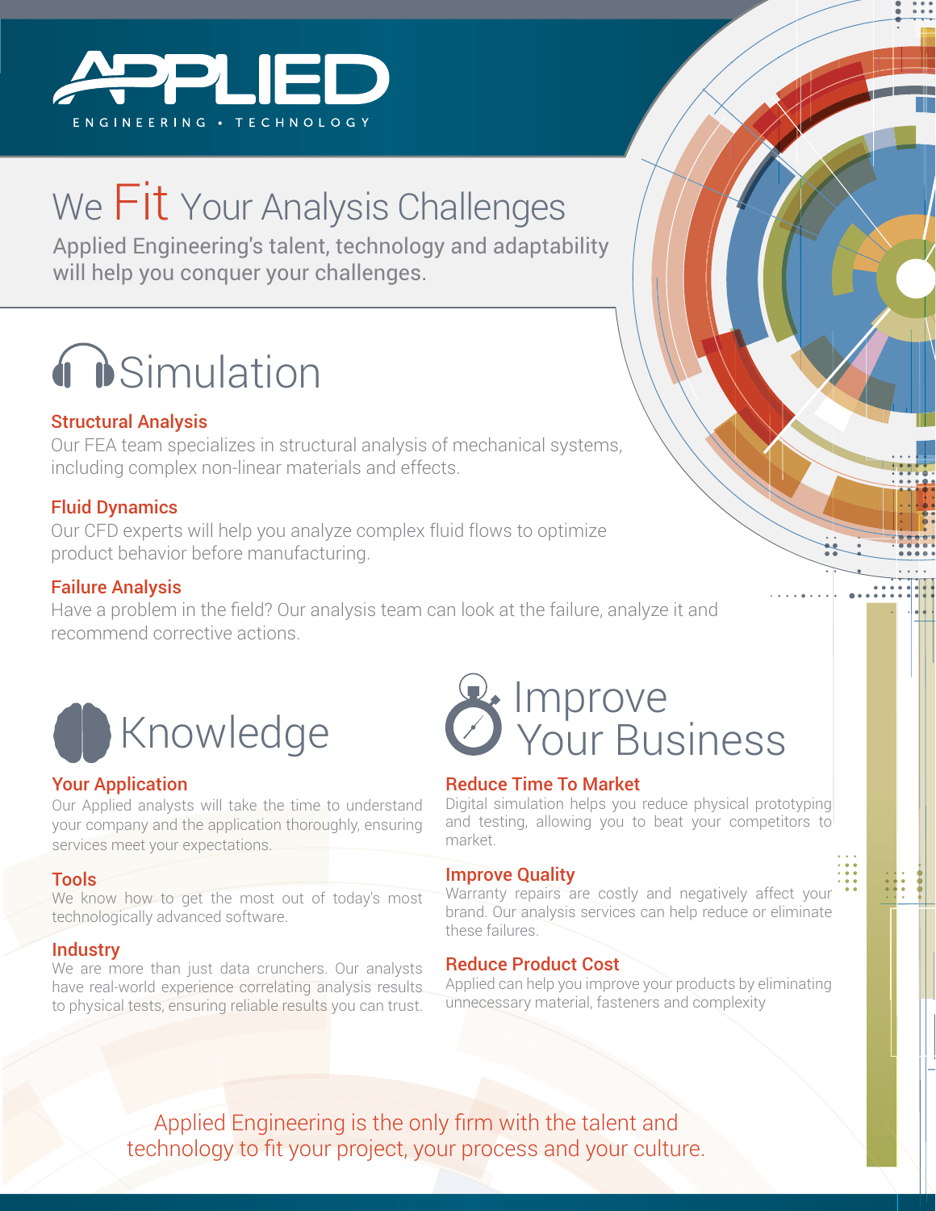# APPLIED

ENGINEERING • TECHNOLOGY

## We Fit Your Analysis Challenges

Applied Engineering's talent, technology and adaptability will help you conquer your challenges.

## Simulation

### Structural Analysis

Our FEA team specializes in structural analysis of mechanical systems, including complex non-linear materials and effects.

### Fluid Dynamics

Our CFD experts will help you analyze complex fluid flows to optimize product behavior before manufacturing.

### Failure Analysis

Have a problem in the field? Our analysis team can look at the failure, analyze it and recommend corrective actions.

## Knowledge

### Your Application

Our Applied analysts will take the time to understand your company and the application thoroughly, ensuring services meet your expectations.

### Tools

We know how to get the most out of today's most technologically advanced software.

### Industry

We are more than just data crunchers. Our analysts have real-world experience correlating analysis results to physical tests, ensuring reliable results you can trust.

## Improve Your Business

### Reduce Time To Market

Digital simulation helps you reduce physical prototyping and testing, allowing you to beat your competitors to market.

### Improve Quality

Warranty repairs are costly and negatively affect your brand. Our analysis services can help reduce or eliminate these failures.

### Reduce Product Cost

Applied can help you improve your products by eliminating unnecessary material, fasteners and complexity

Applied Engineering is the only firm with the talent and technology to fit your project, your process and your culture.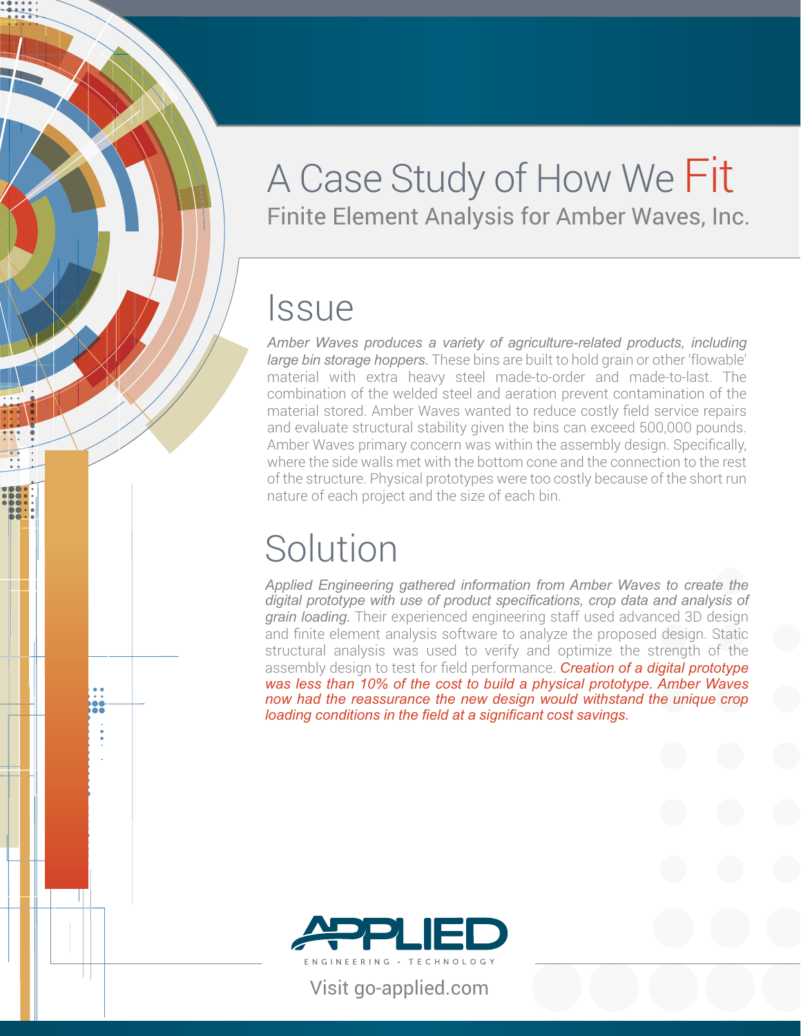# A Case Study of How We Fit

Finite Element Analysis for Amber Waves, Inc.

## Issue

*Amber Waves produces a variety of agriculture-related products, including large bin storage hoppers.* These bins are built to hold grain or other 'flowable' material with extra heavy steel made-to-order and made-to-last. The combination of the welded steel and aeration prevent contamination of the material stored. Amber Waves wanted to reduce costly field service repairs and evaluate structural stability given the bins can exceed 500,000 pounds. Amber Waves primary concern was within the assembly design. Specifically, where the side walls met with the bottom cone and the connection to the rest of the structure. Physical prototypes were too costly because of the short run nature of each project and the size of each bin.

## Solution

*Applied Engineering gathered information from Amber Waves to create the digital prototype with use of product specifications, crop data and analysis of grain loading.* Their experienced engineering staff used advanced 3D design and finite element analysis software to analyze the proposed design. Static structural analysis was used to verify and optimize the strength of the assembly design to test for field performance. *Creation of a digital prototype was less than 10% of the cost to build a physical prototype. Amber Waves now had the reassurance the new design would withstand the unique crop loading conditions in the field at a significant cost savings.*

APPLIED

ENGINEERING • TECHNOLOGY

Visit go-applied.com